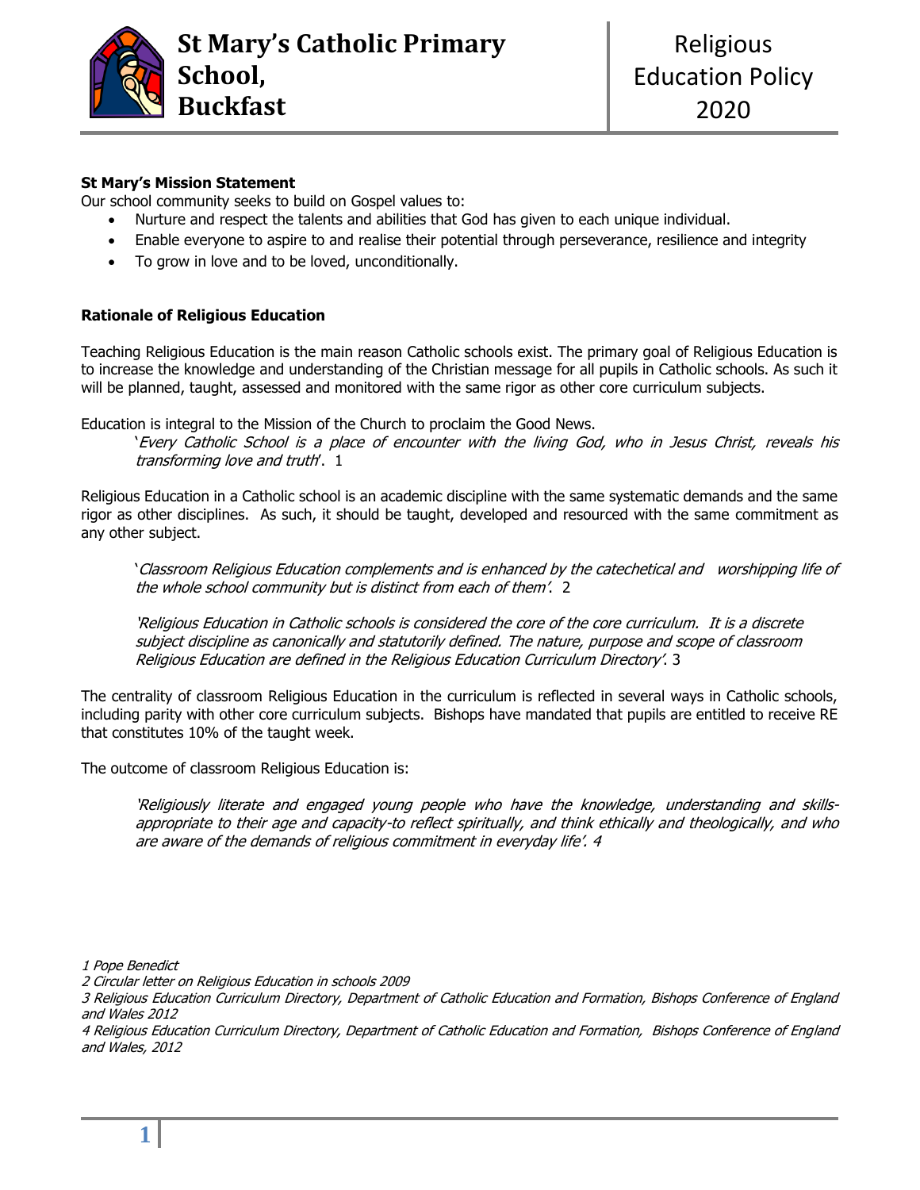# St Mary's Catholic Primary School, Buckfast

# Religious Education Policy 2020

**St Mary's Mission Statement**

Our school community seeks to build on Gospel values to:

- Nurture and respect the talents and abilities that God has given to each unique individual.
- Enable everyone to aspire to and realise their potential through perseverance, resilience and integrity
- To grow in love and to be loved, unconditionally.

**Rationale of Religious Education**

Teaching Religious Education is the main reason Catholic schools exist. The primary goal of Religious Education is to increase the knowledge and understanding of the Christian message for all pupils in Catholic schools. As such it will be planned, taught, assessed and monitored with the same rigor as other core curriculum subjects.

Education is integral to the Mission of the Church to proclaim the Good News.

> '*Every Catholic School is a place of encounter with the living God, who in Jesus Christ, reveals his transforming love and truth*'. 1

Religious Education in a Catholic school is an academic discipline with the same systematic demands and the same rigor as other disciplines. As such, it should be taught, developed and resourced with the same commitment as any other subject.

> '*Classroom Religious Education complements and is enhanced by the catechetical and worshipping life of the whole school community but is distinct from each of them'*. 2
>
> *'Religious Education in Catholic schools is considered the core of the core curriculum. It is a discrete subject discipline as canonically and statutorily defined. The nature, purpose and scope of classroom Religious Education are defined in the Religious Education Curriculum Directory'*. 3

The centrality of classroom Religious Education in the curriculum is reflected in several ways in Catholic schools, including parity with other core curriculum subjects. Bishops have mandated that pupils are entitled to receive RE that constitutes 10% of the taught week.

The outcome of classroom Religious Education is:

> *'Religiously literate and engaged young people who have the knowledge, understanding and skills-appropriate to their age and capacity-to reflect spiritually, and think ethically and theologically, and who are aware of the demands of religious commitment in everyday life'. 4*

*1 Pope Benedict*

*2 Circular letter on Religious Education in schools 2009*

*3 Religious Education Curriculum Directory, Department of Catholic Education and Formation, Bishops Conference of England and Wales 2012*

*4 Religious Education Curriculum Directory, Department of Catholic Education and Formation, Bishops Conference of England and Wales, 2012*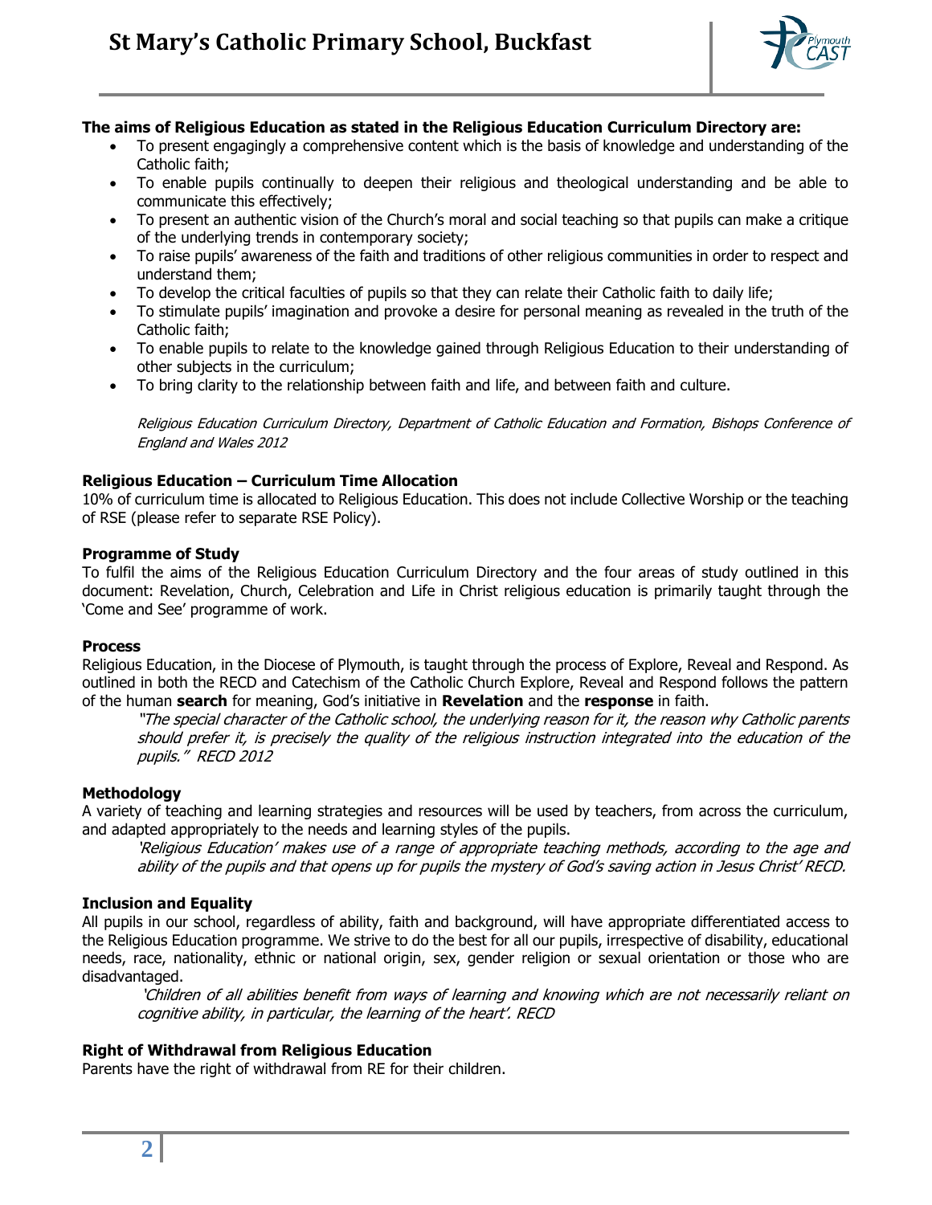**The aims of Religious Education as stated in the Religious Education Curriculum Directory are:**

- To present engagingly a comprehensive content which is the basis of knowledge and understanding of the Catholic faith;
- To enable pupils continually to deepen their religious and theological understanding and be able to communicate this effectively;
- To present an authentic vision of the Church's moral and social teaching so that pupils can make a critique of the underlying trends in contemporary society;
- To raise pupils' awareness of the faith and traditions of other religious communities in order to respect and understand them;
- To develop the critical faculties of pupils so that they can relate their Catholic faith to daily life;
- To stimulate pupils' imagination and provoke a desire for personal meaning as revealed in the truth of the Catholic faith;
- To enable pupils to relate to the knowledge gained through Religious Education to their understanding of other subjects in the curriculum;
- To bring clarity to the relationship between faith and life, and between faith and culture.

*Religious Education Curriculum Directory, Department of Catholic Education and Formation, Bishops Conference of England and Wales 2012*

**Religious Education – Curriculum Time Allocation**

10% of curriculum time is allocated to Religious Education. This does not include Collective Worship or the teaching of RSE (please refer to separate RSE Policy).

**Programme of Study**

To fulfil the aims of the Religious Education Curriculum Directory and the four areas of study outlined in this document: Revelation, Church, Celebration and Life in Christ religious education is primarily taught through the 'Come and See' programme of work.

**Process**

Religious Education, in the Diocese of Plymouth, is taught through the process of Explore, Reveal and Respond. As outlined in both the RECD and Catechism of the Catholic Church Explore, Reveal and Respond follows the pattern of the human **search** for meaning, God's initiative in **Revelation** and the **response** in faith.

> *"The special character of the Catholic school, the underlying reason for it, the reason why Catholic parents should prefer it, is precisely the quality of the religious instruction integrated into the education of the pupils." RECD 2012*

**Methodology**

A variety of teaching and learning strategies and resources will be used by teachers, from across the curriculum, and adapted appropriately to the needs and learning styles of the pupils.

> *'Religious Education' makes use of a range of appropriate teaching methods, according to the age and ability of the pupils and that opens up for pupils the mystery of God's saving action in Jesus Christ' RECD.*

**Inclusion and Equality**

All pupils in our school, regardless of ability, faith and background, will have appropriate differentiated access to the Religious Education programme. We strive to do the best for all our pupils, irrespective of disability, educational needs, race, nationality, ethnic or national origin, sex, gender religion or sexual orientation or those who are disadvantaged.

> *'Children of all abilities benefit from ways of learning and knowing which are not necessarily reliant on cognitive ability, in particular, the learning of the heart'. RECD*

**Right of Withdrawal from Religious Education**

Parents have the right of withdrawal from RE for their children.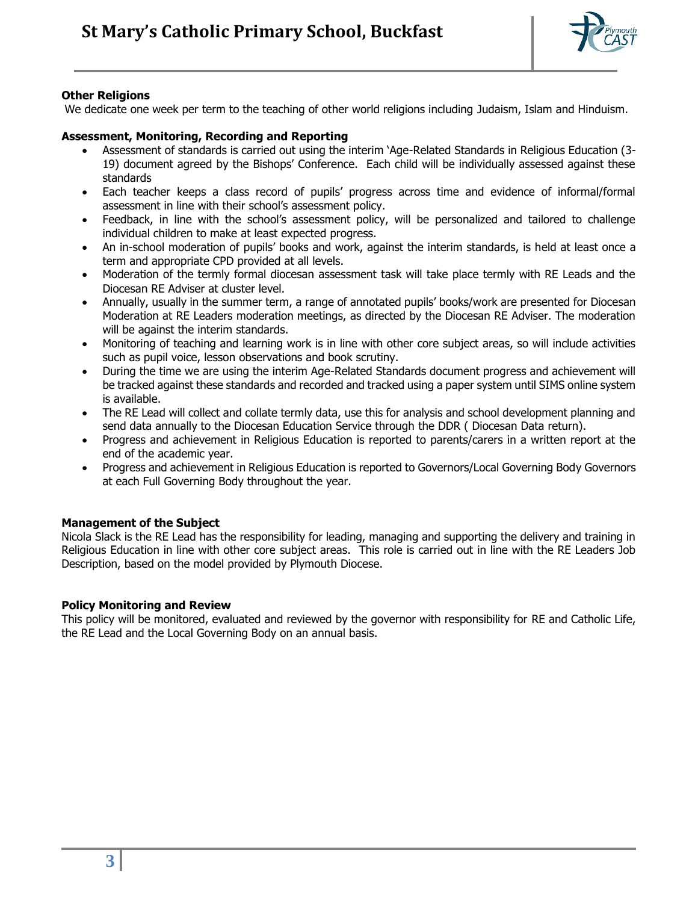**Other Religions**

We dedicate one week per term to the teaching of other world religions including Judaism, Islam and Hinduism.

**Assessment, Monitoring, Recording and Reporting**

- Assessment of standards is carried out using the interim 'Age-Related Standards in Religious Education (3-19) document agreed by the Bishops' Conference. Each child will be individually assessed against these standards
- Each teacher keeps a class record of pupils' progress across time and evidence of informal/formal assessment in line with their school's assessment policy.
- Feedback, in line with the school's assessment policy, will be personalized and tailored to challenge individual children to make at least expected progress.
- An in-school moderation of pupils' books and work, against the interim standards, is held at least once a term and appropriate CPD provided at all levels.
- Moderation of the termly formal diocesan assessment task will take place termly with RE Leads and the Diocesan RE Adviser at cluster level.
- Annually, usually in the summer term, a range of annotated pupils' books/work are presented for Diocesan Moderation at RE Leaders moderation meetings, as directed by the Diocesan RE Adviser. The moderation will be against the interim standards.
- Monitoring of teaching and learning work is in line with other core subject areas, so will include activities such as pupil voice, lesson observations and book scrutiny.
- During the time we are using the interim Age-Related Standards document progress and achievement will be tracked against these standards and recorded and tracked using a paper system until SIMS online system is available.
- The RE Lead will collect and collate termly data, use this for analysis and school development planning and send data annually to the Diocesan Education Service through the DDR ( Diocesan Data return).
- Progress and achievement in Religious Education is reported to parents/carers in a written report at the end of the academic year.
- Progress and achievement in Religious Education is reported to Governors/Local Governing Body Governors at each Full Governing Body throughout the year.

**Management of the Subject**

Nicola Slack is the RE Lead has the responsibility for leading, managing and supporting the delivery and training in Religious Education in line with other core subject areas. This role is carried out in line with the RE Leaders Job Description, based on the model provided by Plymouth Diocese.

**Policy Monitoring and Review**

This policy will be monitored, evaluated and reviewed by the governor with responsibility for RE and Catholic Life, the RE Lead and the Local Governing Body on an annual basis.